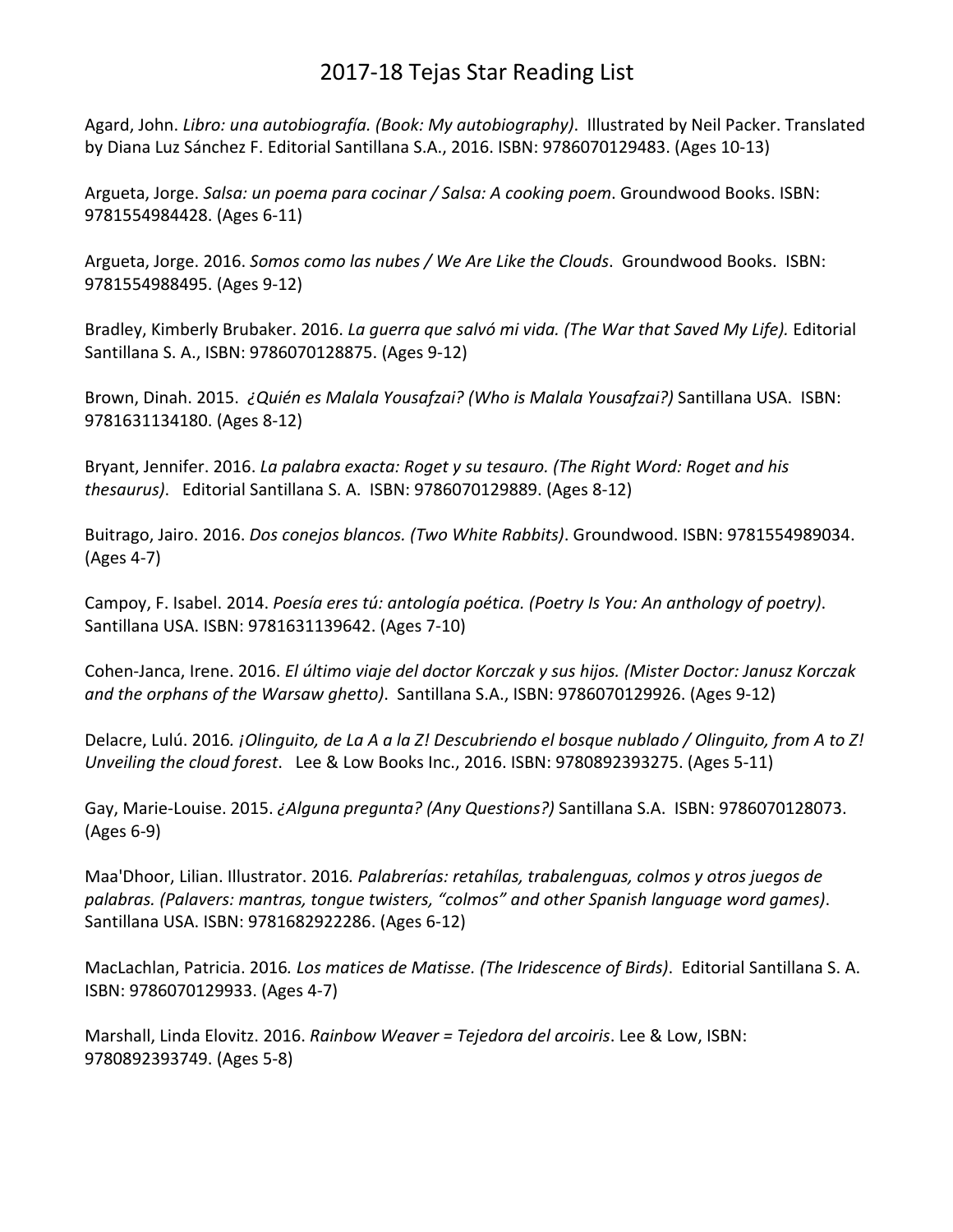# 2017-18 Tejas Star Reading List

Agard, John. *Libro: una autobiografía. (Book: My autobiography)*. Illustrated by Neil Packer. Translated by Diana Luz Sánchez F. Editorial Santillana S.A., 2016. ISBN: 9786070129483. (Ages 10-13)

Argueta, Jorge. *Salsa: un poema para cocinar / Salsa: A cooking poem*. Groundwood Books. ISBN: 9781554984428. (Ages 6-11)

Argueta, Jorge. 2016. *Somos como las nubes / We Are Like the Clouds*. Groundwood Books. ISBN: 9781554988495. (Ages 9-12)

Bradley, Kimberly Brubaker. 2016. *La guerra que salvó mi vida. (The War that Saved My Life).* Editorial Santillana S. A., ISBN: 9786070128875. (Ages 9-12)

Brown, Dinah. 2015. *¿Quién es Malala Yousafzai? (Who is Malala Yousafzai?)* Santillana USA. ISBN: 9781631134180. (Ages 8-12)

Bryant, Jennifer. 2016. *La palabra exacta: Roget y su tesauro. (The Right Word: Roget and his thesaurus)*. Editorial Santillana S. A. ISBN: 9786070129889. (Ages 8-12)

Buitrago, Jairo. 2016. *Dos conejos blancos. (Two White Rabbits)*. Groundwood. ISBN: 9781554989034. (Ages 4-7)

Campoy, F. Isabel. 2014. *Poesía eres tú: antología poética. (Poetry Is You: An anthology of poetry)*. Santillana USA. ISBN: 9781631139642. (Ages 7-10)

Cohen-Janca, Irene. 2016. *El último viaje del doctor Korczak y sus hijos. (Mister Doctor: Janusz Korczak and the orphans of the Warsaw ghetto)*. Santillana S.A., ISBN: 9786070129926. (Ages 9-12)

Delacre, Lulú. 2016. *¡Olinguito, de La A a la Z! Descubriendo el bosque nublado / Olinguito, from A to Z! Unveiling the cloud forest*. Lee & Low Books Inc., 2016. ISBN: 9780892393275. (Ages 5-11)

Gay, Marie-Louise. 2015. *¿Alguna pregunta? (Any Questions?)* Santillana S.A. ISBN: 9786070128073. (Ages 6-9)

Maa'Dhoor, Lilian. Illustrator. 2016. *Palabrerías: retahílas, trabalenguas, colmos y otros juegos de palabras. (Palavers: mantras, tongue twisters, "colmos" and other Spanish language word games)*. Santillana USA. ISBN: 9781682922286. (Ages 6-12)

MacLachlan, Patricia. 2016. *Los matices de Matisse. (The Iridescence of Birds)*. Editorial Santillana S. A. ISBN: 9786070129933. (Ages 4-7)

Marshall, Linda Elovitz. 2016. *Rainbow Weaver = Tejedora del arcoiris*. Lee & Low, ISBN: 9780892393749. (Ages 5-8)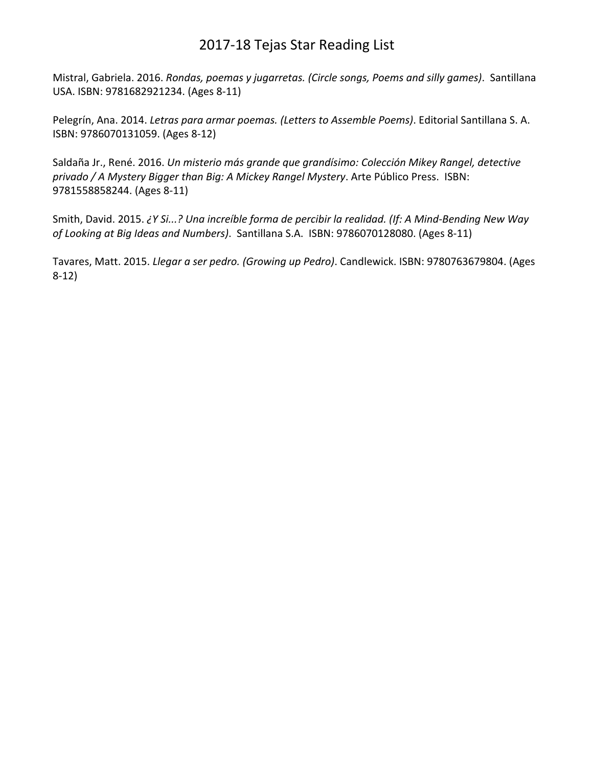# 2017-18 Tejas Star Reading List

Mistral, Gabriela. 2016. *Rondas, poemas y jugarretas. (Circle songs, Poems and silly games)*. Santillana USA. ISBN: 9781682921234. (Ages 8-11)

Pelegrín, Ana. 2014. *Letras para armar poemas. (Letters to Assemble Poems)*. Editorial Santillana S. A. ISBN: 9786070131059. (Ages 8-12)

Saldaña Jr., René. 2016. *Un misterio más grande que grandísimo: Colección Mikey Rangel, detective privado / A Mystery Bigger than Big: A Mickey Rangel Mystery*. Arte Público Press. ISBN: 9781558858244. (Ages 8-11)

Smith, David. 2015. *¿Y Si...? Una increíble forma de percibir la realidad. (If: A Mind-Bending New Way of Looking at Big Ideas and Numbers)*. Santillana S.A. ISBN: 9786070128080. (Ages 8-11)

Tavares, Matt. 2015. *Llegar a ser pedro. (Growing up Pedro)*. Candlewick. ISBN: 9780763679804. (Ages 8-12)